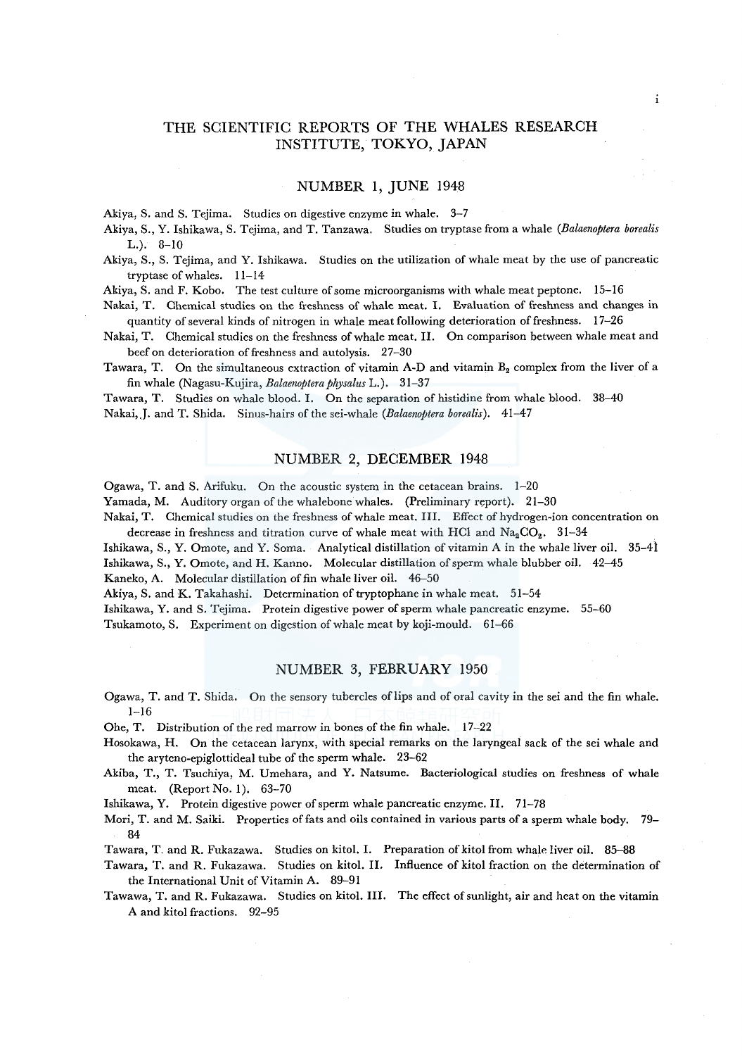# THE SCIENTIFIC REPORTS OF THE WHALES RESEARCH INSTITUTE, TOKYO, JAPAN

## NUMBER 1, JUNE 1948

Akiya, S. and S. Tejima. Studies on digestive enzyme in whale. 3–7

Akiya, S., Y. Ishikawa, S. Tejima, and T. Tanzawa. Studies on tryptase from a whale (*Balaenoptera borealis* L.). 8–10

Akiya, S., S. Tejima, and Y. Ishikawa. Studies on the utilization of whale meat by the use of pancreatic tryptase of whales. 11–14

Akiya, S. and F. Kobo. The test culture of some microorganisms with whale meat peptone. 15–16

Nakai, T. Chemical studies on the freshness of whale meat. I. Evaluation of freshness and changes in quantity of several kinds of nitrogen in whale meat following deterioration of freshness. 17–26

Nakai, T. Chemical studies on the freshness of whale meat. II. On comparison between whale meat and beef on deterioration of freshness and autolysis. 27–30

Tawara, T. On the simultaneous extraction of vitamin A-D and vitamin $B_2$ complex from the liver of a fin whale (Nagasu-Kujira, *Balaenoptera physalus* L.). 31–37

Tawara, T. Studies on whale blood. I. On the separation of histidine from whale blood. 38–40

Nakai, J. and T. Shida. Sinus-hairs of the sei-whale (*Balaenoptera borealis*). 41–47

## NUMBER 2, DECEMBER 1948

Ogawa, T. and S. Arifuku. On the acoustic system in the cetacean brains. 1–20

Yamada, M. Auditory organ of the whalebone whales. (Preliminary report). 21–30

Nakai, T. Chemical studies on the freshness of whale meat. III. Effect of hydrogen-ion concentration on decrease in freshness and titration curve of whale meat with HCl and $Na_2CO_3$. 31–34

Ishikawa, S., Y. Omote, and Y. Soma. Analytical distillation of vitamin A in the whale liver oil. 35–41

Ishikawa, S., Y. Omote, and H. Kanno. Molecular distillation of sperm whale blubber oil. 42–45

Kaneko, A. Molecular distillation of fin whale liver oil. 46–50

Akiya, S. and K. Takahashi. Determination of tryptophane in whale meat. 51–54

Ishikawa, Y. and S. Tejima. Protein digestive power of sperm whale pancreatic enzyme. 55–60

Tsukamoto, S. Experiment on digestion of whale meat by koji-mould. 61–66

## NUMBER 3, FEBRUARY 1950

Ogawa, T. and T. Shida. On the sensory tubercles of lips and of oral cavity in the sei and the fin whale. 1–16

Ohe, T. Distribution of the red marrow in bones of the fin whale. 17–22

Hosokawa, H. On the cetacean larynx, with special remarks on the laryngeal sack of the sei whale and the aryteno-epiglottideal tube of the sperm whale. 23–62

Akiba, T., T. Tsuchiya, M. Umehara, and Y. Natsume. Bacteriological studies on freshness of whale meat. (Report No. 1). 63–70

Ishikawa, Y. Protein digestive power of sperm whale pancreatic enzyme. II. 71–78

Mori, T. and M. Saiki. Properties of fats and oils contained in various parts of a sperm whale body. 79–84

Tawara, T. and R. Fukazawa. Studies on kitol. I. Preparation of kitol from whale liver oil. 85–88

Tawara, T. and R. Fukazawa. Studies on kitol. II. Influence of kitol fraction on the determination of the International Unit of Vitamin A. 89–91

Tawawa, T. and R. Fukazawa. Studies on kitol. III. The effect of sunlight, air and heat on the vitamin A and kitol fractions. 92–95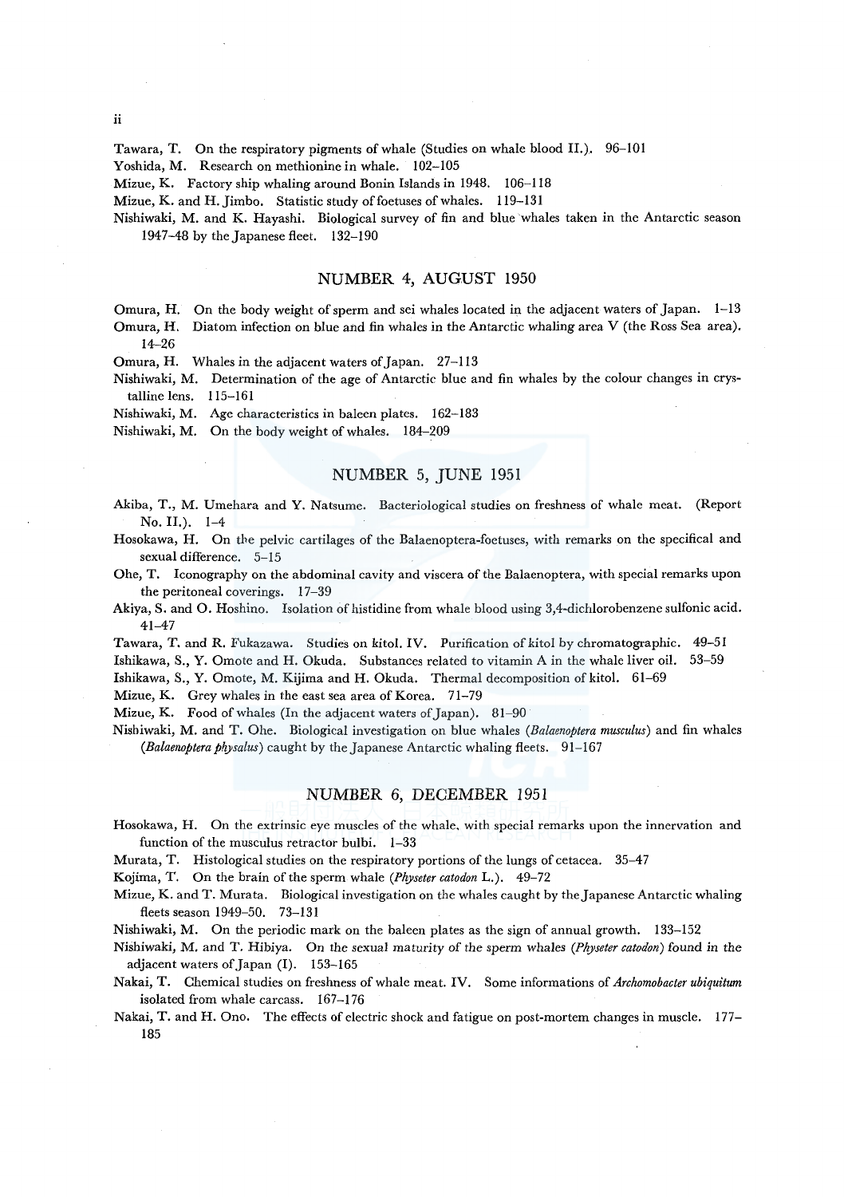Tawara, T. On the respiratory pigments of whale (Studies on whale blood II.). 96–101

Yoshida, M. Research on methionine in whale. 102–105

Mizue, K. Factory ship whaling around Bonin Islands in 1948. 106–118

Mizue, K. and H. Jimbo. Statistic study of foetuses of whales. 119–131

Nishiwaki, M. and K. Hayashi. Biological survey of fin and blue whales taken in the Antarctic season 1947–48 by the Japanese fleet. 132–190

## NUMBER 4, AUGUST 1950

Omura, H. On the body weight of sperm and sei whales located in the adjacent waters of Japan. 1–13

Omura, H. Diatom infection on blue and fin whales in the Antarctic whaling area V (the Ross Sea area). 14–26

Omura, H. Whales in the adjacent waters of Japan. 27–113

Nishiwaki, M. Determination of the age of Antarctic blue and fin whales by the colour changes in crystalline lens. 115–161

Nishiwaki, M. Age characteristics in baleen plates. 162–183

Nishiwaki, M. On the body weight of whales. 184–209

## NUMBER 5, JUNE 1951

Akiba, T., M. Umehara and Y. Natsume. Bacteriological studies on freshness of whale meat. (Report No. II.). 1–4

Hosokawa, H. On the pelvic cartilages of the Balaenoptera-foetuses, with remarks on the specifical and sexual difference. 5–15

Ohe, T. Iconography on the abdominal cavity and viscera of the Balaenoptera, with special remarks upon the peritoneal coverings. 17–39

Akiya, S. and O. Hoshino. Isolation of histidine from whale blood using 3,4-dichlorobenzene sulfonic acid. 41–47

Tawara, T. and R. Fukazawa. Studies on kitol. IV. Purification of kitol by chromatographic. 49–51

Ishikawa, S., Y. Omote and H. Okuda. Substances related to vitamin A in the whale liver oil. 53–59

Ishikawa, S., Y. Omote, M. Kijima and H. Okuda. Thermal decomposition of kitol. 61–69

Mizue, K. Grey whales in the east sea area of Korea. 71–79

Mizue, K. Food of whales (In the adjacent waters of Japan). 81–90

Nishiwaki, M. and T. Ohe. Biological investigation on blue whales (*Balaenoptera musculus*) and fin whales (*Balaenoptera physalus*) caught by the Japanese Antarctic whaling fleets. 91–167

## NUMBER 6, DECEMBER 1951

Hosokawa, H. On the extrinsic eye muscles of the whale, with special remarks upon the innervation and function of the musculus retractor bulbi. 1–33

Murata, T. Histological studies on the respiratory portions of the lungs of cetacea. 35–47

Kojima, T. On the brain of the sperm whale (*Physeter catodon* L.). 49–72

Mizue, K. and T. Murata. Biological investigation on the whales caught by the Japanese Antarctic whaling fleets season 1949–50. 73–131

Nishiwaki, M. On the periodic mark on the baleen plates as the sign of annual growth. 133–152

Nishiwaki, M. and T. Hibiya. On the sexual maturity of the sperm whales (*Physeter catodon*) found in the adjacent waters of Japan (I). 153–165

Nakai, T. Chemical studies on freshness of whale meat. IV. Some informations of *Archomobacter ubiquitum* isolated from whale carcass. 167–176

Nakai, T. and H. Ono. The effects of electric shock and fatigue on post-mortem changes in muscle. 177–185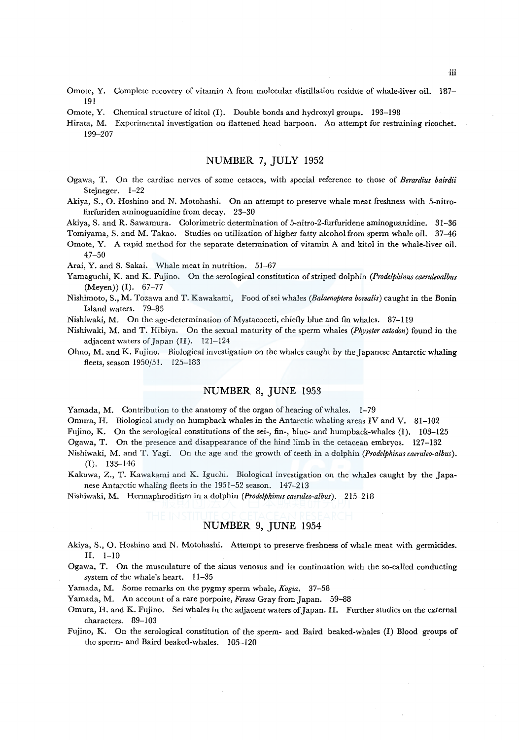Omote, Y. Complete recovery of vitamin A from molecular distillation residue of whale-liver oil. 187–191

Omote, Y. Chemical structure of kitol (I). Double bonds and hydroxyl groups. 193–198

Hirata, M. Experimental investigation on flattened head harpoon. An attempt for restraining ricochet. 199–207

## NUMBER 7, JULY 1952

Ogawa, T. On the cardiac nerves of some cetacea, with special reference to those of *Berardius bairdii* Stejneger. 1–22

Akiya, S., O. Hoshino and N. Motohashi. On an attempt to preserve whale meat freshness with 5-nitro-furfuriden aminoguanidine from decay. 23–30

Akiya, S. and R. Sawamura. Colorimetric determination of 5-nitro-2-furfuridene aminoguanidine. 31–36

Tomiyama, S. and M. Takao. Studies on utilization of higher fatty alcohol from sperm whale oil. 37–46

Omote, Y. A rapid method for the separate determination of vitamin A and kitol in the whale-liver oil. 47–50

Arai, Y. and S. Sakai. Whale meat in nutrition. 51–67

Yamaguchi, K. and K. Fujino. On the serological constitution of striped dolphin (*Prodelphinus caeruleoalbus* (Meyen)) (I). 67–77

Nishimoto, S., M. Tozawa and T. Kawakami, Food of sei whales (*Balaenoptera borealis*) caught in the Bonin Island waters. 79–85

Nishiwaki, M. On the age-determination of Mystacoceti, chiefly blue and fin whales. 87–119

Nishiwaki, M. and T. Hibiya. On the sexual maturity of the sperm whales (*Physeter catodon*) found in the adjacent waters of Japan (II). 121–124

Ohno, M. and K. Fujino. Biological investigation on the whales caught by the Japanese Antarctic whaling fleets, season 1950/51. 125–183

## NUMBER 8, JUNE 1953

Yamada, M. Contribution to the anatomy of the organ of hearing of whales. 1–79

Omura, H. Biological study on humpback whales in the Antarctic whaling areas IV and V. 81–102

Fujino, K. On the serological constitutions of the sei-, fin-, blue- and humpback-whales (I). 103–125

Ogawa, T. On the presence and disappearance of the hind limb in the cetacean embryos. 127–132

Nishiwaki, M. and T. Yagi. On the age and the growth of teeth in a dolphin (*Prodelphinus caeruleo-albus*). (I). 133–146

Kakuwa, Z., T. Kawakami and K. Iguchi. Biological investigation on the whales caught by the Japanese Antarctic whaling fleets in the 1951–52 season. 147–213

Nishiwaki, M. Hermaphroditism in a dolphin (*Prodelphinus caeruleo-albus*). 215–218

## NUMBER 9, JUNE 1954

Akiya, S., O. Hoshino and N. Motohashi. Attempt to preserve freshness of whale meat with germicides. II. 1–10

Ogawa, T. On the musculature of the sinus venosus and its continuation with the so-called conducting system of the whale's heart. 11–35

Yamada, M. Some remarks on the pygmy sperm whale, *Kogia*. 37–58

Yamada, M. An account of a rare porpoise, *Feresa* Gray from Japan. 59–88

Omura, H. and K. Fujino. Sei whales in the adjacent waters of Japan. II. Further studies on the external characters. 89–103

Fujino, K. On the serological constitution of the sperm- and Baird beaked-whales (I) Blood groups of the sperm- and Baird beaked-whales. 105–120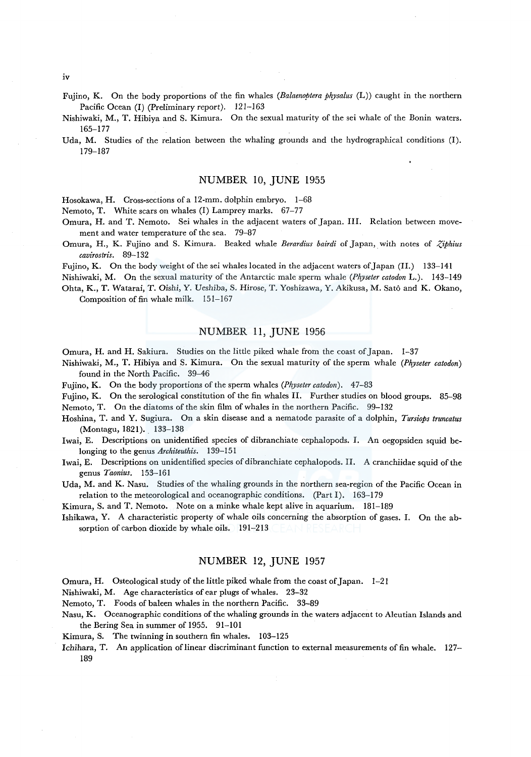Fujino, K. On the body proportions of the fin whales (*Balaenoptera physalus* (L)) caught in the northern Pacific Ocean (I) (Preliminary report). 121–163

Nishiwaki, M., T. Hibiya and S. Kimura. On the sexual maturity of the sei whale of the Bonin waters. 165–177

Uda, M. Studies of the relation between the whaling grounds and the hydrographical conditions (I). 179–187

## NUMBER 10, JUNE 1955

Hosokawa, H. Cross-sections of a 12-mm. dolphin embryo. 1–68

Nemoto, T. White scars on whales (I) Lamprey marks. 67–77

Omura, H. and T. Nemoto. Sei whales in the adjacent waters of Japan. III. Relation between movement and water temperature of the sea. 79–87

Omura, H., K. Fujino and S. Kimura. Beaked whale *Berardius bairdi* of Japan, with notes of *Ziphius cavirostris*. 89–132

Fujino, K. On the body weight of the sei whales located in the adjacent waters of Japan (II.) 133–141

Nishiwaki, M. On the sexual maturity of the Antarctic male sperm whale (*Physeter catodon* L.). 143–149

Ohta, K., T. Watarai, T. Oishi, Y. Ueshiba, S. Hirose, T. Yoshizawa, Y. Akikusa, M. Satô and K. Okano, Composition of fin whale milk. 151–167

## NUMBER 11, JUNE 1956

Omura, H. and H. Sakiura. Studies on the little piked whale from the coast of Japan. 1–37

Nishiwaki, M., T. Hibiya and S. Kimura. On the sexual maturity of the sperm whale (*Physeter catodon*) found in the North Pacific. 39–46

Fujino, K. On the body proportions of the sperm whales (*Physeter catodon*). 47–83

Fujino, K. On the serological constitution of the fin whales II. Further studies on blood groups. 85–98

Nemoto, T. On the diatoms of the skin film of whales in the northern Pacific. 99–132

Hoshina, T. and Y. Sugiura. On a skin disease and a nematode parasite of a dolphin, *Tursiops truncatus* (Montagu, 1821). 133–138

Iwai, E. Descriptions on unidentified species of dibranchiate cephalopods. I. An oegopsiden squid belonging to the genus *Architeuthis*. 139–151

Iwai, E. Descriptions on unidentified species of dibranchiate cephalopods. II. A cranchiidae squid of the genus *Taonius*. 153–161

Uda, M. and K. Nasu. Studies of the whaling grounds in the northern sea-region of the Pacific Ocean in relation to the meteorological and oceanographic conditions. (Part I). 163–179

Kimura, S. and T. Nemoto. Note on a minke whale kept alive in aquarium. 181–189

Ishikawa, Y. A characteristic property of whale oils concerning the absorption of gases. I. On the absorption of carbon dioxide by whale oils. 191–213

## NUMBER 12, JUNE 1957

Omura, H. Osteological study of the little piked whale from the coast of Japan. 1–21

Nishiwaki, M. Age characteristics of ear plugs of whales. 23–32

Nemoto, T. Foods of baleen whales in the northern Pacific. 33–89

Nasu, K. Oceanographic conditions of the whaling grounds in the waters adjacent to Aleutian Islands and the Bering Sea in summer of 1955. 91–101

Kimura, S. The twinning in southern fin whales. 103–125

Ichihara, T. An application of linear discriminant function to external measurements of fin whale. 127–189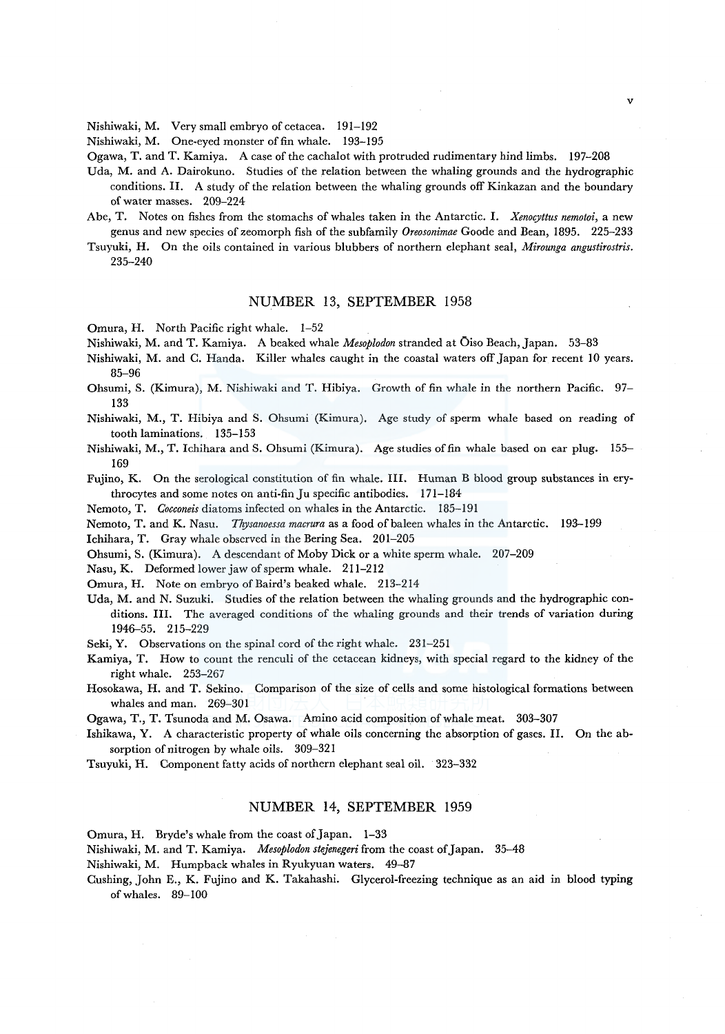Nishiwaki, M. Very small embryo of cetacea. 191–192

Nishiwaki, M. One-eyed monster of fin whale. 193–195

Ogawa, T. and T. Kamiya. A case of the cachalot with protruded rudimentary hind limbs. 197–208

Uda, M. and A. Dairokuno. Studies of the relation between the whaling grounds and the hydrographic conditions. II. A study of the relation between the whaling grounds off Kinkazan and the boundary of water masses. 209–224

Abe, T. Notes on fishes from the stomachs of whales taken in the Antarctic. I. *Xenocyttus nemotoi*, a new genus and new species of zeomorph fish of the subfamily *Oreosonimae* Goode and Bean, 1895. 225–233

Tsuyuki, H. On the oils contained in various blubbers of northern elephant seal, *Mirounga angustirostris*. 235–240

## NUMBER 13, SEPTEMBER 1958

Omura, H. North Pacific right whale. 1–52

Nishiwaki, M. and T. Kamiya. A beaked whale *Mesoplodon* stranded at Ōiso Beach, Japan. 53–83

Nishiwaki, M. and C. Handa. Killer whales caught in the coastal waters off Japan for recent 10 years. 85–96

Ohsumi, S. (Kimura), M. Nishiwaki and T. Hibiya. Growth of fin whale in the northern Pacific. 97–133

Nishiwaki, M., T. Hibiya and S. Ohsumi (Kimura). Age study of sperm whale based on reading of tooth laminations. 135–153

Nishiwaki, M., T. Ichihara and S. Ohsumi (Kimura). Age studies of fin whale based on ear plug. 155–169

Fujino, K. On the serological constitution of fin whale. III. Human B blood group substances in erythrocytes and some notes on anti-fin Ju specific antibodies. 171–184

Nemoto, T. *Cocconeis* diatoms infected on whales in the Antarctic. 185–191

Nemoto, T. and K. Nasu. *Thysanoessa macrura* as a food of baleen whales in the Antarctic. 193–199

Ichihara, T. Gray whale observed in the Bering Sea. 201–205

Ohsumi, S. (Kimura). A descendant of Moby Dick or a white sperm whale. 207–209

Nasu, K. Deformed lower jaw of sperm whale. 211–212

Omura, H. Note on embryo of Baird's beaked whale. 213–214

Uda, M. and N. Suzuki. Studies of the relation between the whaling grounds and the hydrographic conditions. III. The averaged conditions of the whaling grounds and their trends of variation during 1946–55. 215–229

Seki, Y. Observations on the spinal cord of the right whale. 231–251

Kamiya, T. How to count the renculi of the cetacean kidneys, with special regard to the kidney of the right whale. 253–267

Hosokawa, H. and T. Sekino. Comparison of the size of cells and some histological formations between whales and man. 269–301

Ogawa, T., T. Tsunoda and M. Osawa. Amino acid composition of whale meat. 303–307

Ishikawa, Y. A characteristic property of whale oils concerning the absorption of gases. II. On the absorption of nitrogen by whale oils. 309–321

Tsuyuki, H. Component fatty acids of northern elephant seal oil. 323–332

## NUMBER 14, SEPTEMBER 1959

Omura, H. Bryde's whale from the coast of Japan. 1–33

Nishiwaki, M. and T. Kamiya. *Mesoplodon stejenegeri* from the coast of Japan. 35–48

Nishiwaki, M. Humpback whales in Ryukyuan waters. 49–87

Cushing, John E., K. Fujino and K. Takahashi. Glycerol-freezing technique as an aid in blood typing of whales. 89–100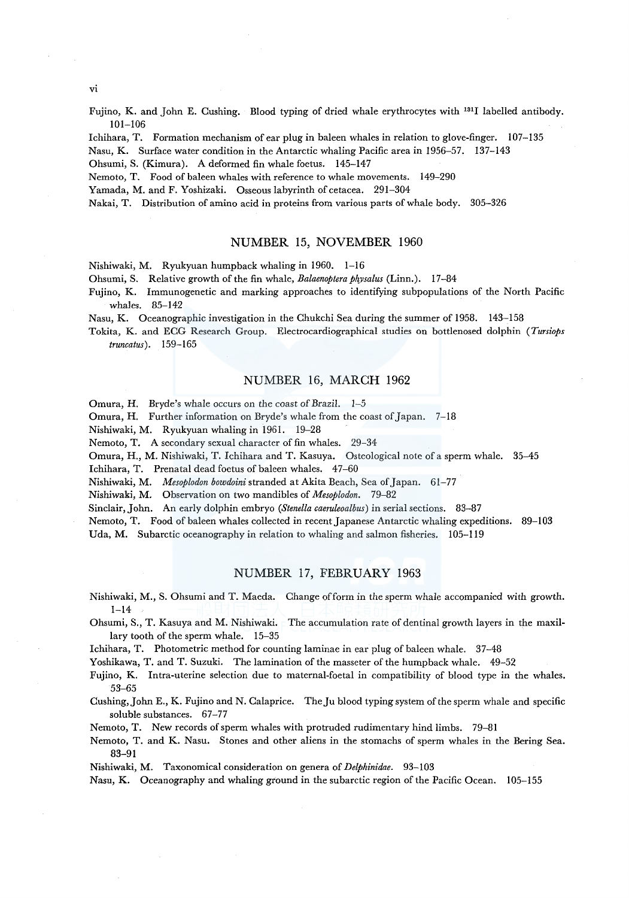Fujino, K. and John E. Cushing. Blood typing of dried whale erythrocytes with $^{131}$I labelled antibody. 101–106

Ichihara, T. Formation mechanism of ear plug in baleen whales in relation to glove-finger. 107–135

Nasu, K. Surface water condition in the Antarctic whaling Pacific area in 1956–57. 137–143

Ohsumi, S. (Kimura). A deformed fin whale foetus. 145–147

Nemoto, T. Food of baleen whales with reference to whale movements. 149–290

Yamada, M. and F. Yoshizaki. Osseous labyrinth of cetacea. 291–304

Nakai, T. Distribution of amino acid in proteins from various parts of whale body. 305–326

## NUMBER 15, NOVEMBER 1960

Nishiwaki, M. Ryukyuan humpback whaling in 1960. 1–16

Ohsumi, S. Relative growth of the fin whale, *Balaenoptera physalus* (Linn.). 17–84

Fujino, K. Immunogenetic and marking approaches to identifying subpopulations of the North Pacific whales. 85–142

Nasu, K. Oceanographic investigation in the Chukchi Sea during the summer of 1958. 143–158

Tokita, K. and ECG Research Group. Electrocardiographical studies on bottlenosed dolphin (*Tursiops truncatus*). 159–165

## NUMBER 16, MARCH 1962

Omura, H. Bryde's whale occurs on the coast of Brazil. 1–5

Omura, H. Further information on Bryde's whale from the coast of Japan. 7–18

Nishiwaki, M. Ryukyuan whaling in 1961. 19–28

Nemoto, T. A secondary sexual character of fin whales. 29–34

Omura, H., M. Nishiwaki, T. Ichihara and T. Kasuya. Osteological note of a sperm whale. 35–45

Ichihara, T. Prenatal dead foetus of baleen whales. 47–60

Nishiwaki, M. *Mesoplodon bowdoini* stranded at Akita Beach, Sea of Japan. 61–77

Nishiwaki, M. Observation on two mandibles of *Mesoplodon*. 79–82

Sinclair, John. An early dolphin embryo (*Stenella caeruleoalbus*) in serial sections. 83–87

Nemoto, T. Food of baleen whales collected in recent Japanese Antarctic whaling expeditions. 89–103

Uda, M. Subarctic oceanography in relation to whaling and salmon fisheries. 105–119

## NUMBER 17, FEBRUARY 1963

Nishiwaki, M., S. Ohsumi and T. Maeda. Change of form in the sperm whale accompanied with growth. 1–14

Ohsumi, S., T. Kasuya and M. Nishiwaki. The accumulation rate of dentinal growth layers in the maxillary tooth of the sperm whale. 15–35

Ichihara, T. Photometric method for counting laminae in ear plug of baleen whale. 37–48

Yoshikawa, T. and T. Suzuki. The lamination of the masseter of the humpback whale. 49–52

Fujino, K. Intra-uterine selection due to maternal-foetal in compatibility of blood type in the whales. 53–65

Cushing, John E., K. Fujino and N. Calaprice. The Ju blood typing system of the sperm whale and specific soluble substances. 67–77

Nemoto, T. New records of sperm whales with protruded rudimentary hind limbs. 79–81

Nemoto, T. and K. Nasu. Stones and other aliens in the stomachs of sperm whales in the Bering Sea. 83–91

Nishiwaki, M. Taxonomical consideration on genera of *Delphinidae*. 93–103

Nasu, K. Oceanography and whaling ground in the subarctic region of the Pacific Ocean. 105–155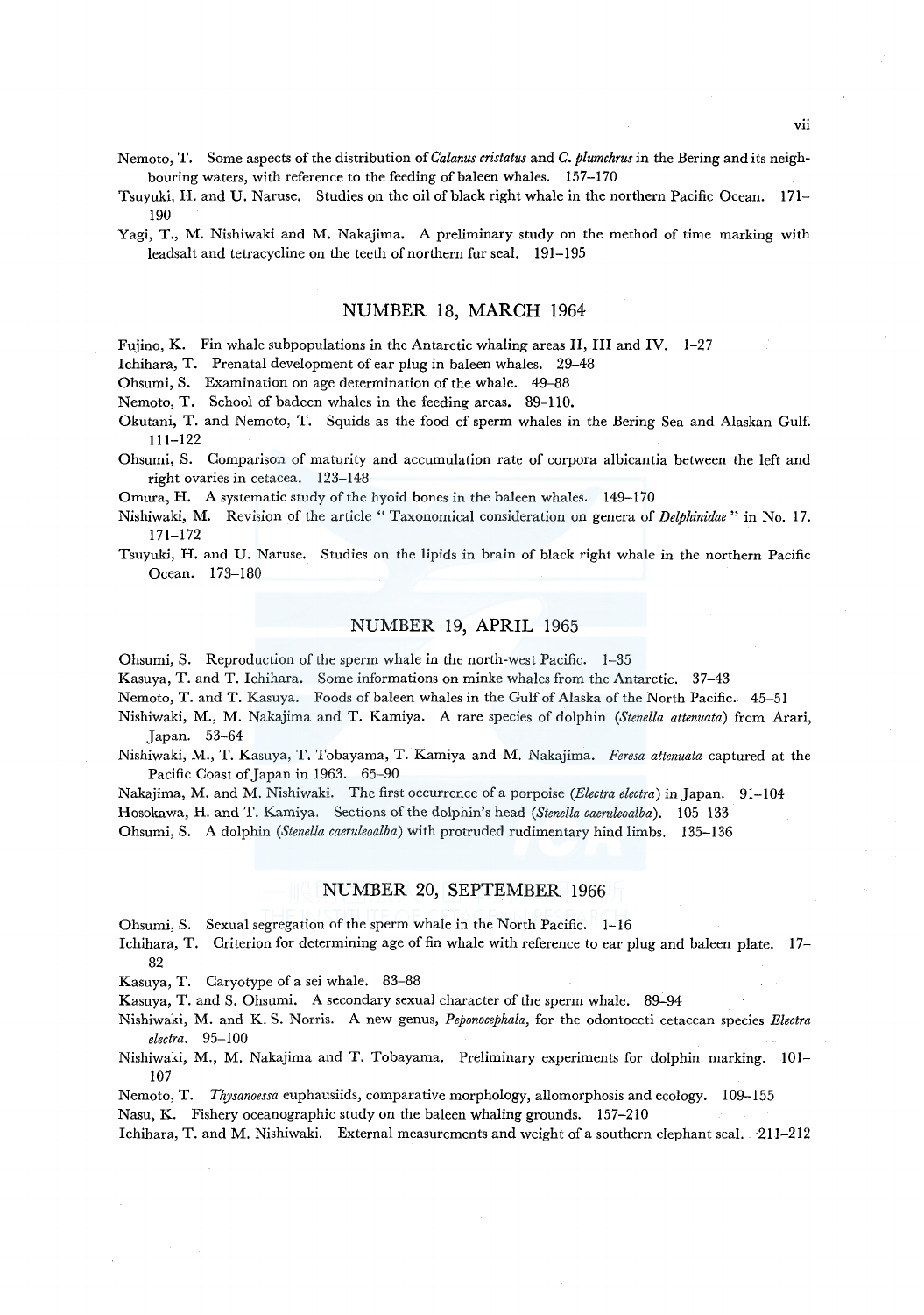Nemoto, T. Some aspects of the distribution of *Calanus cristatus* and *C. plumchrus* in the Bering and its neighbouring waters, with reference to the feeding of baleen whales. 157–170

Tsuyuki, H. and U. Naruse. Studies on the oil of black right whale in the northern Pacific Ocean. 171–190

Yagi, T., M. Nishiwaki and M. Nakajima. A preliminary study on the method of time marking with leadsalt and tetracycline on the teeth of northern fur seal. 191–195

## NUMBER 18, MARCH 1964

Fujino, K. Fin whale subpopulations in the Antarctic whaling areas II, III and IV. 1–27

Ichihara, T. Prenatal development of ear plug in baleen whales. 29–48

Ohsumi, S. Examination on age determination of the whale. 49–88

Nemoto, T. School of badeen whales in the feeding areas. 89–110.

Okutani, T. and Nemoto, T. Squids as the food of sperm whales in the Bering Sea and Alaskan Gulf. 111–122

Ohsumi, S. Comparison of maturity and accumulation rate of corpora albicantia between the left and right ovaries in cetacea. 123–148

Omura, H. A systematic study of the hyoid bones in the baleen whales. 149–170

Nishiwaki, M. Revision of the article " Taxonomical consideration on genera of *Delphinidae* " in No. 17. 171–172

Tsuyuki, H. and U. Naruse. Studies on the lipids in brain of black right whale in the northern Pacific Ocean. 173–180

## NUMBER 19, APRIL 1965

Ohsumi, S. Reproduction of the sperm whale in the north-west Pacific. 1–35

Kasuya, T. and T. Ichihara. Some informations on minke whales from the Antarctic. 37–43

Nemoto, T. and T. Kasuya. Foods of baleen whales in the Gulf of Alaska of the North Pacific. 45–51

Nishiwaki, M., M. Nakajima and T. Kamiya. A rare species of dolphin (*Stenella attenuata*) from Arari, Japan. 53–64

Nishiwaki, M., T. Kasuya, T. Tobayama, T. Kamiya and M. Nakajima. *Feresa attenuata* captured at the Pacific Coast of Japan in 1963. 65–90

Nakajima, M. and M. Nishiwaki. The first occurrence of a porpoise (*Electra electra*) in Japan. 91–104

Hosokawa, H. and T. Kamiya. Sections of the dolphin's head (*Stenella caeruleoalba*). 105–133

Ohsumi, S. A dolphin (*Stenella caeruleoalba*) with protruded rudimentary hind limbs. 135–136

## NUMBER 20, SEPTEMBER 1966

Ohsumi, S. Sexual segregation of the sperm whale in the North Pacific. 1–16

Ichihara, T. Criterion for determining age of fin whale with reference to ear plug and baleen plate. 17–82

Kasuya, T. Caryotype of a sei whale. 83–88

Kasuya, T. and S. Ohsumi. A secondary sexual character of the sperm whale. 89–94

Nishiwaki, M. and K. S. Norris. A new genus, *Peponocephala*, for the odontoceti cetacean species *Electra electra*. 95–100

Nishiwaki, M., M. Nakajima and T. Tobayama. Preliminary experiments for dolphin marking. 101–107

Nemoto, T. *Thysanoessa* euphausiids, comparative morphology, allomorphosis and ecology. 109–155

Nasu, K. Fishery oceanographic study on the baleen whaling grounds. 157–210

Ichihara, T. and M. Nishiwaki. External measurements and weight of a southern elephant seal. 211–212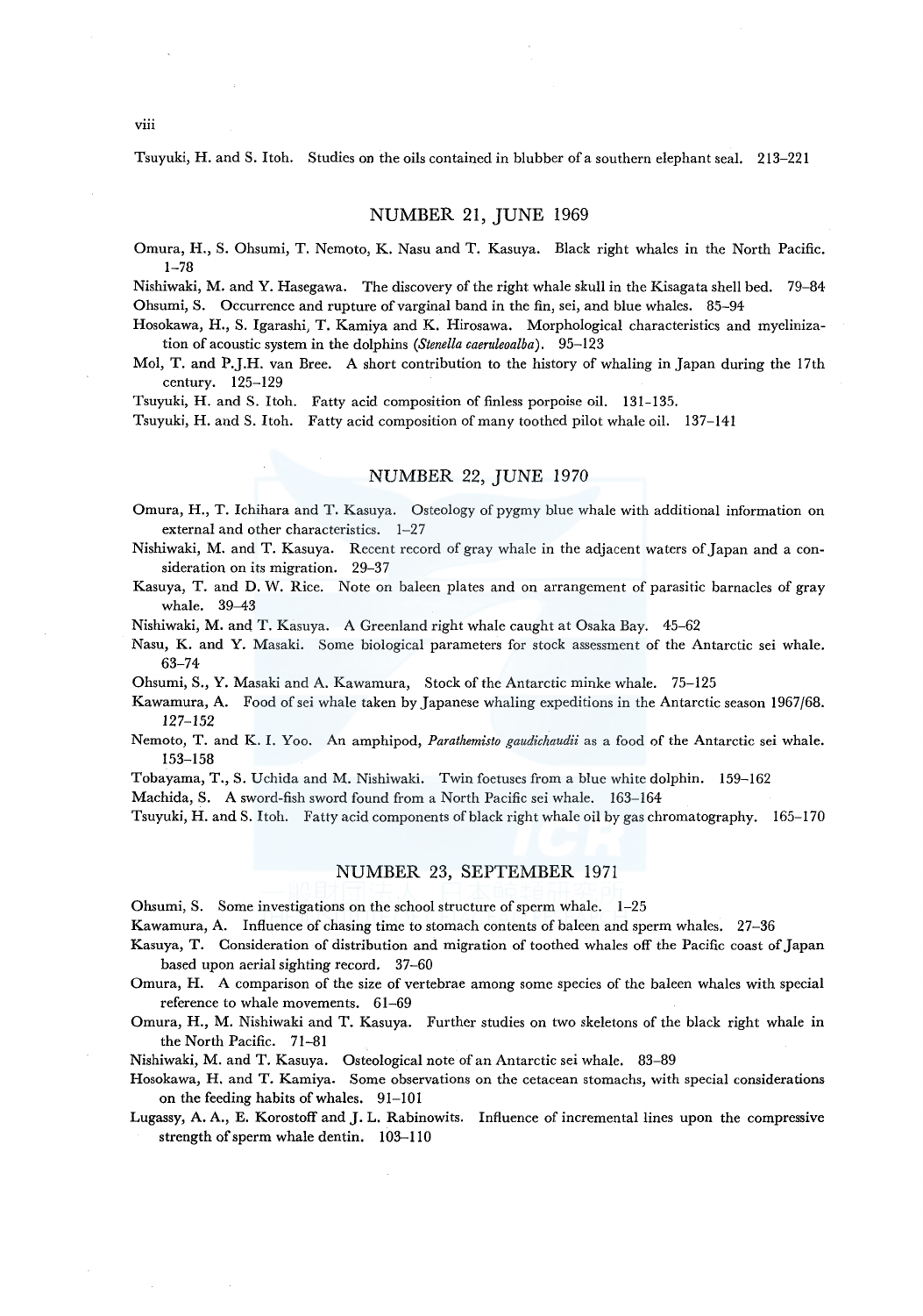Tsuyuki, H. and S. Itoh. Studies on the oils contained in blubber of a southern elephant seal. 213–221

## NUMBER 21, JUNE 1969

Omura, H., S. Ohsumi, T. Nemoto, K. Nasu and T. Kasuya. Black right whales in the North Pacific. 1–78

Nishiwaki, M. and Y. Hasegawa. The discovery of the right whale skull in the Kisagata shell bed. 79–84

Ohsumi, S. Occurrence and rupture of varginal band in the fin, sei, and blue whales. 85–94

Hosokawa, H., S. Igarashi, T. Kamiya and K. Hirosawa. Morphological characteristics and myelinization of acoustic system in the dolphins (*Stenella caeruleoalba*). 95–123

Mol, T. and P.J.H. van Bree. A short contribution to the history of whaling in Japan during the 17th century. 125–129

Tsuyuki, H. and S. Itoh. Fatty acid composition of finless porpoise oil. 131–135.

Tsuyuki, H. and S. Itoh. Fatty acid composition of many toothed pilot whale oil. 137–141

## NUMBER 22, JUNE 1970

Omura, H., T. Ichihara and T. Kasuya. Osteology of pygmy blue whale with additional information on external and other characteristics. 1–27

Nishiwaki, M. and T. Kasuya. Recent record of gray whale in the adjacent waters of Japan and a consideration on its migration. 29–37

Kasuya, T. and D. W. Rice. Note on baleen plates and on arrangement of parasitic barnacles of gray whale. 39–43

Nishiwaki, M. and T. Kasuya. A Greenland right whale caught at Osaka Bay. 45–62

Nasu, K. and Y. Masaki. Some biological parameters for stock assessment of the Antarctic sei whale. 63–74

Ohsumi, S., Y. Masaki and A. Kawamura, Stock of the Antarctic minke whale. 75–125

Kawamura, A. Food of sei whale taken by Japanese whaling expeditions in the Antarctic season 1967/68. 127–152

Nemoto, T. and K. I. Yoo. An amphipod, *Parathemisto gaudichaudii* as a food of the Antarctic sei whale. 153–158

Tobayama, T., S. Uchida and M. Nishiwaki. Twin foetuses from a blue white dolphin. 159–162

Machida, S. A sword-fish sword found from a North Pacific sei whale. 163–164

Tsuyuki, H. and S. Itoh. Fatty acid components of black right whale oil by gas chromatography. 165–170

## NUMBER 23, SEPTEMBER 1971

Ohsumi, S. Some investigations on the school structure of sperm whale. 1–25

Kawamura, A. Influence of chasing time to stomach contents of baleen and sperm whales. 27–36

Kasuya, T. Consideration of distribution and migration of toothed whales off the Pacific coast of Japan based upon aerial sighting record. 37–60

Omura, H. A comparison of the size of vertebrae among some species of the baleen whales with special reference to whale movements. 61–69

Omura, H., M. Nishiwaki and T. Kasuya. Further studies on two skeletons of the black right whale in the North Pacific. 71–81

Nishiwaki, M. and T. Kasuya. Osteological note of an Antarctic sei whale. 83–89

Hosokawa, H. and T. Kamiya. Some observations on the cetacean stomachs, with special considerations on the feeding habits of whales. 91–101

Lugassy, A. A., E. Korostoff and J. L. Rabinowits. Influence of incremental lines upon the compressive strength of sperm whale dentin. 103–110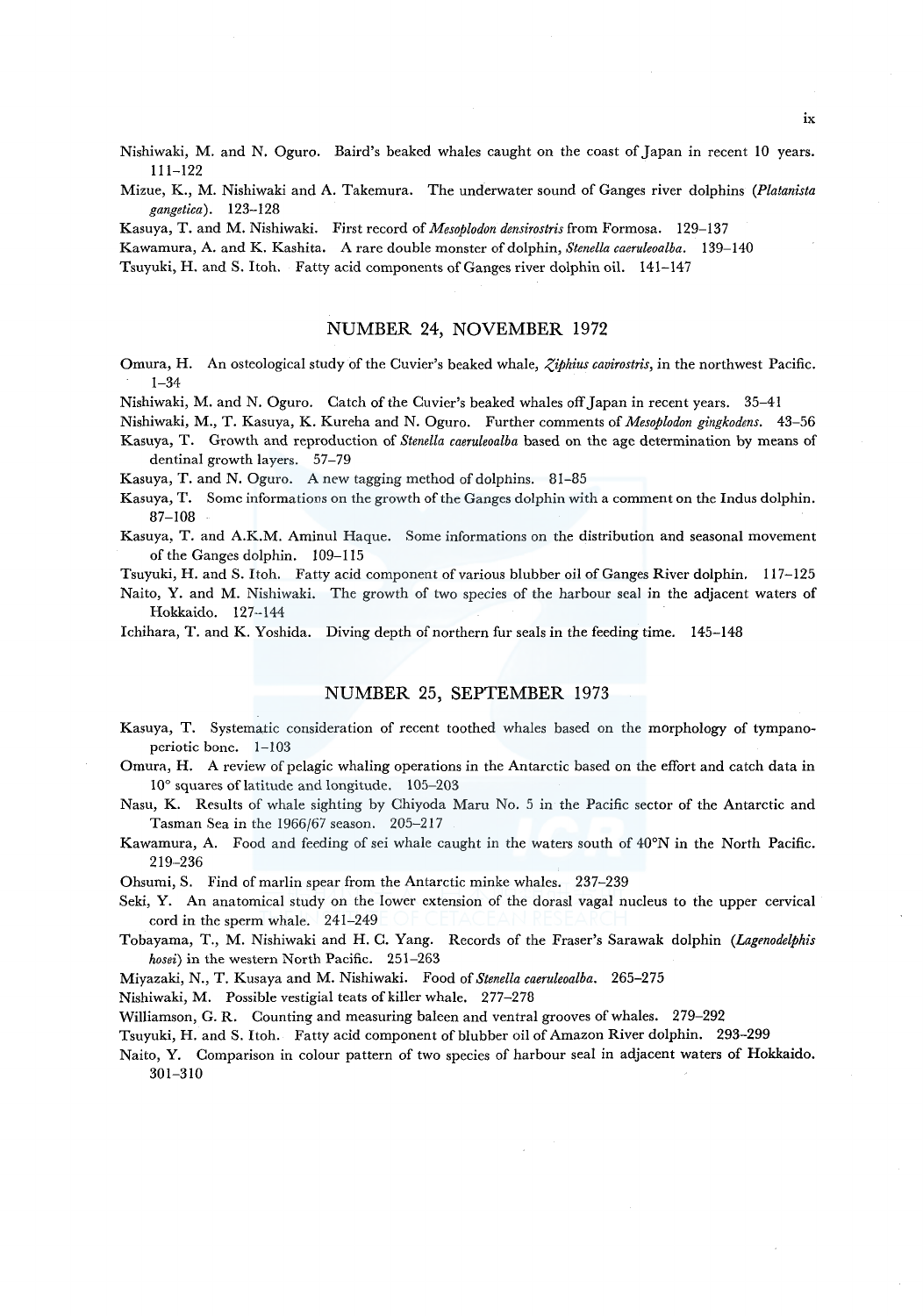Nishiwaki, M. and N. Oguro. Baird's beaked whales caught on the coast of Japan in recent 10 years. 111–122

Mizue, K., M. Nishiwaki and A. Takemura. The underwater sound of Ganges river dolphins (*Platanista gangetica*). 123–128

Kasuya, T. and M. Nishiwaki. First record of *Mesoplodon densirostris* from Formosa. 129–137

Kawamura, A. and K. Kashita. A rare double monster of dolphin, *Stenella caeruleoalba*. 139–140

Tsuyuki, H. and S. Itoh. Fatty acid components of Ganges river dolphin oil. 141–147

## NUMBER 24, NOVEMBER 1972

Omura, H. An osteological study of the Cuvier's beaked whale, *Ziphius cavirostris*, in the northwest Pacific. 1–34

Nishiwaki, M. and N. Oguro. Catch of the Cuvier's beaked whales off Japan in recent years. 35–41

Nishiwaki, M., T. Kasuya, K. Kureha and N. Oguro. Further comments of *Mesoplodon gingkodens*. 43–56

Kasuya, T. Growth and reproduction of *Stenella caeruleoalba* based on the age determination by means of dentinal growth layers. 57–79

Kasuya, T. and N. Oguro. A new tagging method of dolphins. 81–85

Kasuya, T. Some informations on the growth of the Ganges dolphin with a comment on the Indus dolphin. 87–108

Kasuya, T. and A.K.M. Aminul Haque. Some informations on the distribution and seasonal movement of the Ganges dolphin. 109–115

Tsuyuki, H. and S. Itoh. Fatty acid component of various blubber oil of Ganges River dolphin. 117–125

Naito, Y. and M. Nishiwaki. The growth of two species of the harbour seal in the adjacent waters of Hokkaido. 127–144

Ichihara, T. and K. Yoshida. Diving depth of northern fur seals in the feeding time. 145–148

## NUMBER 25, SEPTEMBER 1973

Kasuya, T. Systematic consideration of recent toothed whales based on the morphology of tympano-periotic bone. 1–103

Omura, H. A review of pelagic whaling operations in the Antarctic based on the effort and catch data in 10° squares of latitude and longitude. 105–203

Nasu, K. Results of whale sighting by Chiyoda Maru No. 5 in the Pacific sector of the Antarctic and Tasman Sea in the 1966/67 season. 205–217

Kawamura, A. Food and feeding of sei whale caught in the waters south of 40°N in the North Pacific. 219–236

Ohsumi, S. Find of marlin spear from the Antarctic minke whales. 237–239

Seki, Y. An anatomical study on the lower extension of the dorasl vagal nucleus to the upper cervical cord in the sperm whale. 241–249

Tobayama, T., M. Nishiwaki and H. C. Yang. Records of the Fraser's Sarawak dolphin (*Lagenodelphis hosei*) in the western North Pacific. 251–263

Miyazaki, N., T. Kusaya and M. Nishiwaki. Food of *Stenella caeruleoalba*. 265–275

Nishiwaki, M. Possible vestigial teats of killer whale. 277–278

Williamson, G. R. Counting and measuring baleen and ventral grooves of whales. 279–292

Tsuyuki, H. and S. Itoh. Fatty acid component of blubber oil of Amazon River dolphin. 293–299

Naito, Y. Comparison in colour pattern of two species of harbour seal in adjacent waters of Hokkaido. 301–310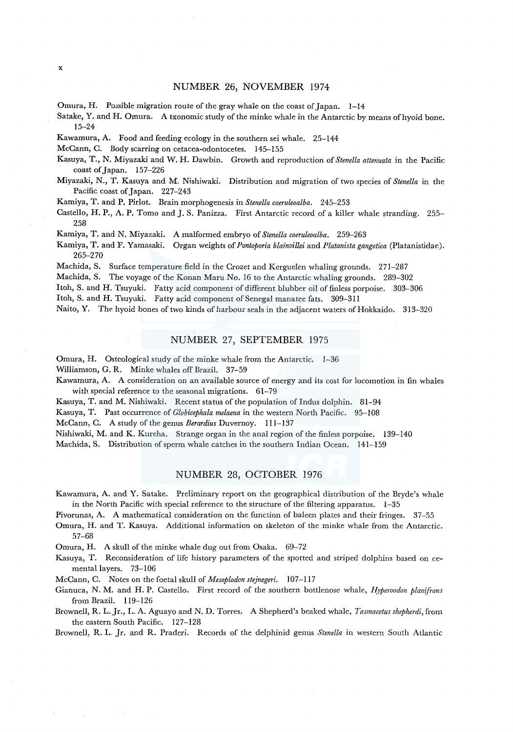## NUMBER 26, NOVEMBER 1974

Omura, H. Possible migration route of the gray whale on the coast of Japan. 1–14

Satake, Y. and H. Omura. A txonomic study of the minke whale in the Antarctic by means of hyoid bone. 15–24

Kawamura, A. Food and feeding ecology in the southern sei whale. 25–144

McCann, C. Body scarring on cetacea-odontocetes. 145–155

Kasuya, T., N. Miyazaki and W. H. Dawbin. Growth and reproduction of *Stenella attenuata* in the Pacific coast of Japan. 157–226

Miyazaki, N., T. Kasuya and M. Nishiwaki. Distribution and migration of two species of *Stenella* in the Pacific coast of Japan. 227–243

Kamiya, T. and P. Pirlot. Brain morphogenesis in *Stenella coeruleoalba*. 245–253

Castello, H. P., A. P. Tomo and J. S. Panizza. First Antarctic record of a killer whale stranding. 255–258

Kamiya, T. and N. Miyazaki. A malformed embryo of *Stenella coeruleoalba*. 259–263

Kamiya, T. and F. Yamasaki. Organ weights of *Pontoporia blainvillei* and *Platanista gangetica* (Platanistidae). 265–270

Machida, S. Surface temperature field in the Crozet and Kerguelen whaling grounds. 271–287

Machida, S. The voyage of the Konan Maru No. 16 to the Antarctic whaling grounds. 289–302

Itoh, S. and H. Tsuyuki. Fatty acid component of different blubber oil of finless porpoise. 303–306

Itoh, S. and H. Tsuyuki. Fatty acid component of Senegal manatee fats. 309–311

Naito, Y. The hyoid bones of two kinds of harbour seals in the adjacent waters of Hokkaido. 313–320

## NUMBER 27, SEPTEMBER 1975

Omura, H. Osteological study of the minke whale from the Antarctic. 1–36

Williamson, G. R. Minke whales off Brazil. 37–59

Kawamura, A. A consideration on an available source of energy and its cost for locomotion in fin whales with special reference to the seasonal migrations. 61–79

Kasuya, T. and M. Nishiwaki. Recent status of the population of Indus dolphin. 81–94

Kasuya, T. Past occurrence of *Globicephala melaena* in the western North Pacific. 95–108

McCann, C. A study of the genus *Berardius* Duvernoy. 111–137

Nishiwaki, M. and K. Kureha. Strange organ in the anal region of the finless porpoise. 139–140

Machida, S. Distribution of sperm whale catches in the southern Indian Ocean. 141–159

## NUMBER 28, OCTOBER 1976

Kawamura, A. and Y. Satake. Preliminary report on the geographical distribution of the Bryde's whale in the North Pacific with special reference to the structure of the filtering apparatus. 1–35

Pivorunas, A. A mathematical consideration on the function of baleen plates and their fringes. 37–55

Omura, H. and T. Kasuya. Additional information on skeleton of the minke whale from the Antarctic. 57–68

Omura, H. A skull of the minke whale dug out from Osaka. 69–72

Kasuya, T. Reconsideration of life history parameters of the spotted and striped dolphins based on cemental layers. 73–106

McCann, C. Notes on the foetal skull of *Mesoplodon stejnegeri*. 107–117

Gianuca, N. M. and H. P. Castello. First record of the southern bottlenose whale, *Hyperoodon planifrons* from Brazil. 119–126

Brownell, R. L. Jr., L. A. Aguayo and N. D. Torres. A Shepherd's beaked whale, *Tasmacetus shepherdi*, from the eastern South Pacific. 127–128

Brownell, R. L. Jr. and R. Praderi. Records of the delphinid genus *Stenella* in western South Atlantic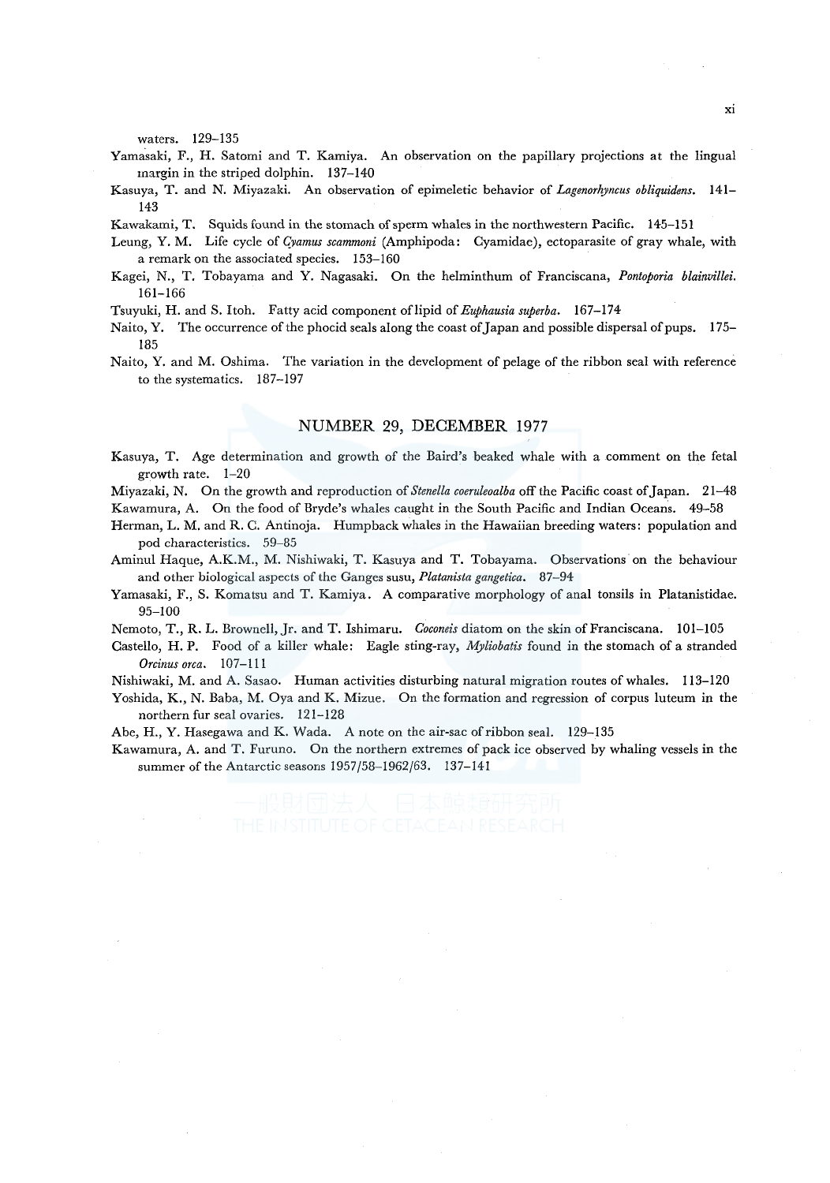waters. 129–135

Yamasaki, F., H. Satomi and T. Kamiya. An observation on the papillary projections at the lingual margin in the striped dolphin. 137–140

Kasuya, T. and N. Miyazaki. An observation of epimeletic behavior of *Lagenorhyncus obliquidens*. 141–143

Kawakami, T. Squids found in the stomach of sperm whales in the northwestern Pacific. 145–151

Leung, Y. M. Life cycle of *Cyamus scammoni* (Amphipoda: Cyamidae), ectoparasite of gray whale, with a remark on the associated species. 153–160

Kagei, N., T. Tobayama and Y. Nagasaki. On the helminthum of Franciscana, *Pontoporia blainvillei*. 161–166

Tsuyuki, H. and S. Itoh. Fatty acid component of lipid of *Euphausia superba*. 167–174

Naito, Y. The occurrence of the phocid seals along the coast of Japan and possible dispersal of pups. 175–185

Naito, Y. and M. Oshima. The variation in the development of pelage of the ribbon seal with reference to the systematics. 187–197

## NUMBER 29, DECEMBER 1977

Kasuya, T. Age determination and growth of the Baird's beaked whale with a comment on the fetal growth rate. 1–20

Miyazaki, N. On the growth and reproduction of *Stenella coeruleoalba* off the Pacific coast of Japan. 21–48

Kawamura, A. On the food of Bryde's whales caught in the South Pacific and Indian Oceans. 49–58

Herman, L. M. and R. C. Antinoja. Humpback whales in the Hawaiian breeding waters: population and pod characteristics. 59–85

Aminul Haque, A.K.M., M. Nishiwaki, T. Kasuya and T. Tobayama. Observations on the behaviour and other biological aspects of the Ganges susu, *Platanista gangetica*. 87–94

Yamasaki, F., S. Komatsu and T. Kamiya. A comparative morphology of anal tonsils in Platanistidae. 95–100

Nemoto, T., R. L. Brownell, Jr. and T. Ishimaru. *Coconeis* diatom on the skin of Franciscana. 101–105

Castello, H. P. Food of a killer whale: Eagle sting-ray, *Myliobatis* found in the stomach of a stranded *Orcinus orca*. 107–111

Nishiwaki, M. and A. Sasao. Human activities disturbing natural migration routes of whales. 113–120

Yoshida, K., N. Baba, M. Oya and K. Mizue. On the formation and regression of corpus luteum in the northern fur seal ovaries. 121–128

Abe, H., Y. Hasegawa and K. Wada. A note on the air-sac of ribbon seal. 129–135

Kawamura, A. and T. Furuno. On the northern extremes of pack ice observed by whaling vessels in the summer of the Antarctic seasons 1957/58–1962/63. 137–141